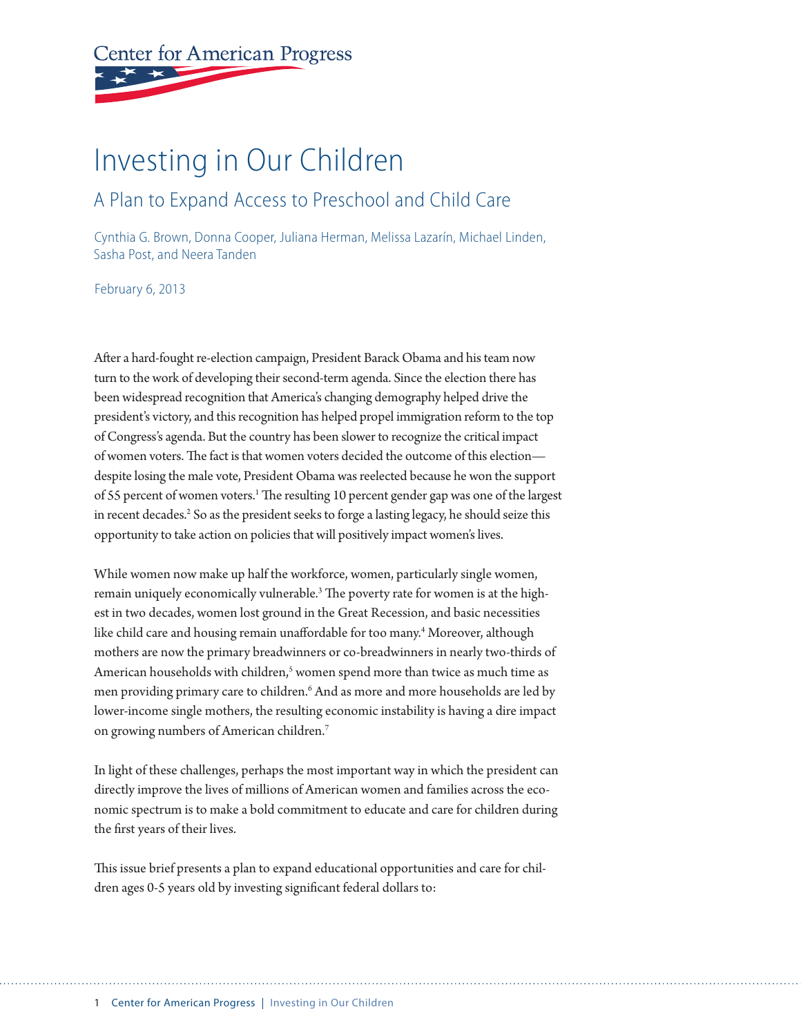Center for American Progress

# Investing in Our Children

## A Plan to Expand Access to Preschool and Child Care

Cynthia G. Brown, Donna Cooper, Juliana Herman, Melissa Lazarín, Michael Linden, Sasha Post, and Neera Tanden

February 6, 2013

After a hard-fought re-election campaign, President Barack Obama and his team now turn to the work of developing their second-term agenda. Since the election there has been widespread recognition that America's changing demography helped drive the president's victory, and this recognition has helped propel immigration reform to the top of Congress's agenda. But the country has been slower to recognize the critical impact of women voters. The fact is that women voters decided the outcome of this election—despite losing the male vote, President Obama was reelected because he won the support of 55 percent of women voters.[1] The resulting 10 percent gender gap was one of the largest in recent decades.[2] So as the president seeks to forge a lasting legacy, he should seize this opportunity to take action on policies that will positively impact women's lives.

While women now make up half the workforce, women, particularly single women, remain uniquely economically vulnerable.[3] The poverty rate for women is at the highest in two decades, women lost ground in the Great Recession, and basic necessities like child care and housing remain unaffordable for too many.[4] Moreover, although mothers are now the primary breadwinners or co-breadwinners in nearly two-thirds of American households with children,[5] women spend more than twice as much time as men providing primary care to children.[6] And as more and more households are led by lower-income single mothers, the resulting economic instability is having a dire impact on growing numbers of American children.[7]

In light of these challenges, perhaps the most important way in which the president can directly improve the lives of millions of American women and families across the economic spectrum is to make a bold commitment to educate and care for children during the first years of their lives.

This issue brief presents a plan to expand educational opportunities and care for children ages 0-5 years old by investing significant federal dollars to: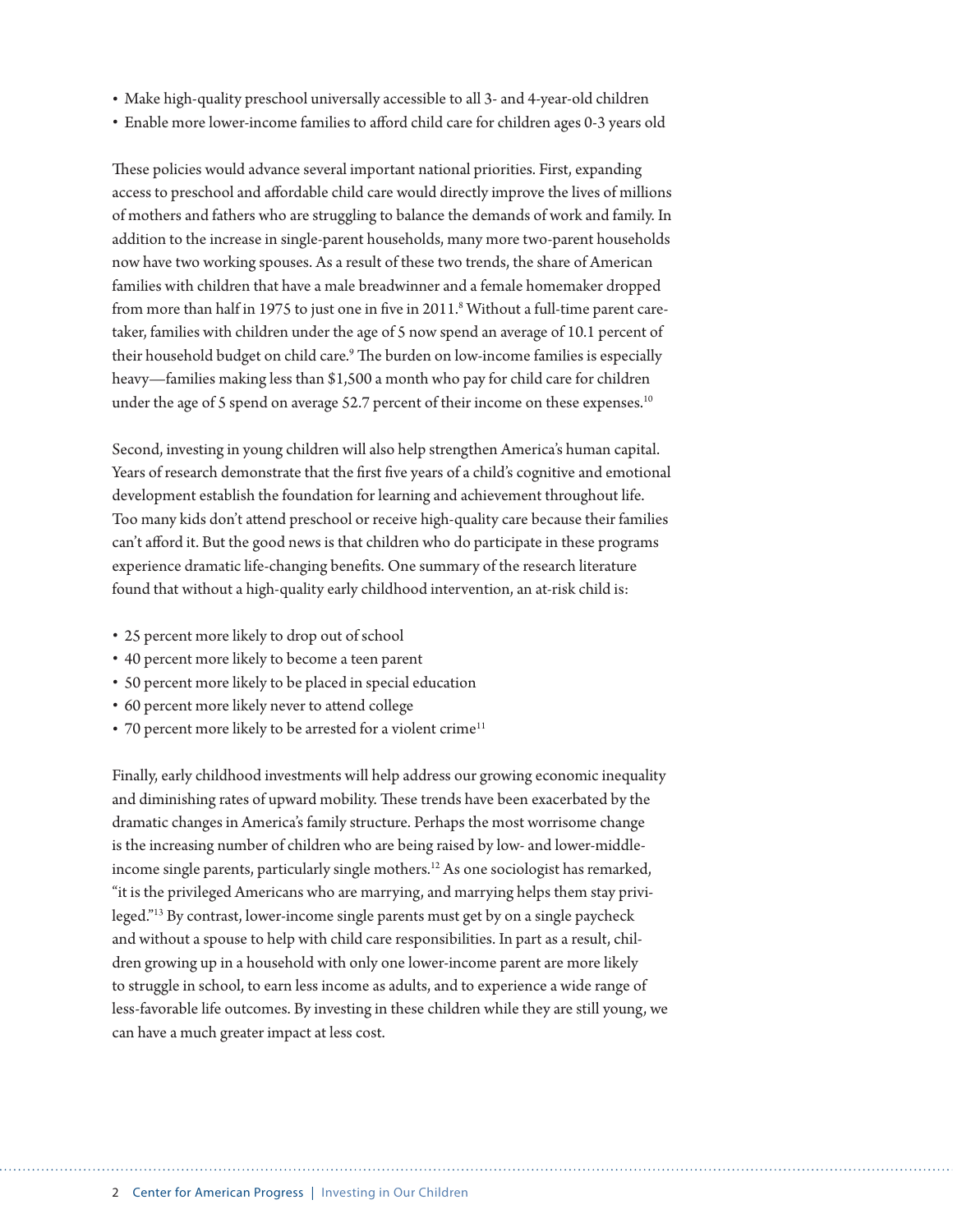- Make high-quality preschool universally accessible to all 3- and 4-year-old children
- Enable more lower-income families to afford child care for children ages 0-3 years old

These policies would advance several important national priorities. First, expanding access to preschool and affordable child care would directly improve the lives of millions of mothers and fathers who are struggling to balance the demands of work and family. In addition to the increase in single-parent households, many more two-parent households now have two working spouses. As a result of these two trends, the share of American families with children that have a male breadwinner and a female homemaker dropped from more than half in 1975 to just one in five in 2011.[8] Without a full-time parent caretaker, families with children under the age of 5 now spend an average of 10.1 percent of their household budget on child care.[9] The burden on low-income families is especially heavy—families making less than $1,500 a month who pay for child care for children under the age of 5 spend on average 52.7 percent of their income on these expenses.[10]

Second, investing in young children will also help strengthen America's human capital. Years of research demonstrate that the first five years of a child's cognitive and emotional development establish the foundation for learning and achievement throughout life. Too many kids don't attend preschool or receive high-quality care because their families can't afford it. But the good news is that children who do participate in these programs experience dramatic life-changing benefits. One summary of the research literature found that without a high-quality early childhood intervention, an at-risk child is:

- 25 percent more likely to drop out of school
- 40 percent more likely to become a teen parent
- 50 percent more likely to be placed in special education
- 60 percent more likely never to attend college
- 70 percent more likely to be arrested for a violent crime[11]

Finally, early childhood investments will help address our growing economic inequality and diminishing rates of upward mobility. These trends have been exacerbated by the dramatic changes in America's family structure. Perhaps the most worrisome change is the increasing number of children who are being raised by low- and lower-middle-income single parents, particularly single mothers.[12] As one sociologist has remarked, "it is the privileged Americans who are marrying, and marrying helps them stay privileged."[13] By contrast, lower-income single parents must get by on a single paycheck and without a spouse to help with child care responsibilities. In part as a result, children growing up in a household with only one lower-income parent are more likely to struggle in school, to earn less income as adults, and to experience a wide range of less-favorable life outcomes. By investing in these children while they are still young, we can have a much greater impact at less cost.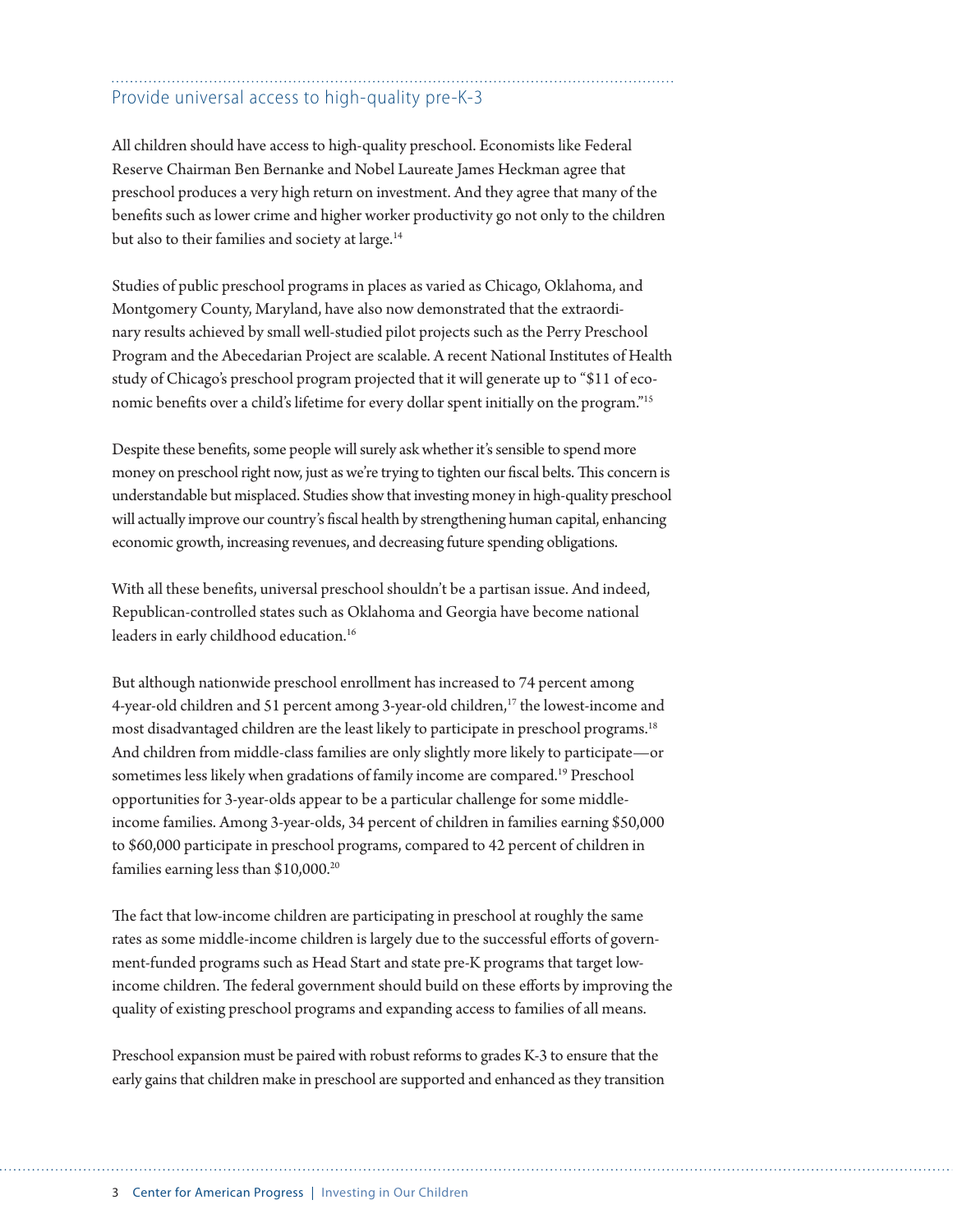## Provide universal access to high-quality pre-K-3

All children should have access to high-quality preschool. Economists like Federal Reserve Chairman Ben Bernanke and Nobel Laureate James Heckman agree that preschool produces a very high return on investment. And they agree that many of the benefits such as lower crime and higher worker productivity go not only to the children but also to their families and society at large.[14]

Studies of public preschool programs in places as varied as Chicago, Oklahoma, and Montgomery County, Maryland, have also now demonstrated that the extraordinary results achieved by small well-studied pilot projects such as the Perry Preschool Program and the Abecedarian Project are scalable. A recent National Institutes of Health study of Chicago's preschool program projected that it will generate up to "$11 of economic benefits over a child's lifetime for every dollar spent initially on the program."[15]

Despite these benefits, some people will surely ask whether it's sensible to spend more money on preschool right now, just as we're trying to tighten our fiscal belts. This concern is understandable but misplaced. Studies show that investing money in high-quality preschool will actually improve our country's fiscal health by strengthening human capital, enhancing economic growth, increasing revenues, and decreasing future spending obligations.

With all these benefits, universal preschool shouldn't be a partisan issue. And indeed, Republican-controlled states such as Oklahoma and Georgia have become national leaders in early childhood education.[16]

But although nationwide preschool enrollment has increased to 74 percent among 4-year-old children and 51 percent among 3-year-old children,[17] the lowest-income and most disadvantaged children are the least likely to participate in preschool programs.[18] And children from middle-class families are only slightly more likely to participate—or sometimes less likely when gradations of family income are compared.[19] Preschool opportunities for 3-year-olds appear to be a particular challenge for some middle-income families. Among 3-year-olds, 34 percent of children in families earning $50,000 to $60,000 participate in preschool programs, compared to 42 percent of children in families earning less than $10,000.[20]

The fact that low-income children are participating in preschool at roughly the same rates as some middle-income children is largely due to the successful efforts of government-funded programs such as Head Start and state pre-K programs that target low-income children. The federal government should build on these efforts by improving the quality of existing preschool programs and expanding access to families of all means.

Preschool expansion must be paired with robust reforms to grades K-3 to ensure that the early gains that children make in preschool are supported and enhanced as they transition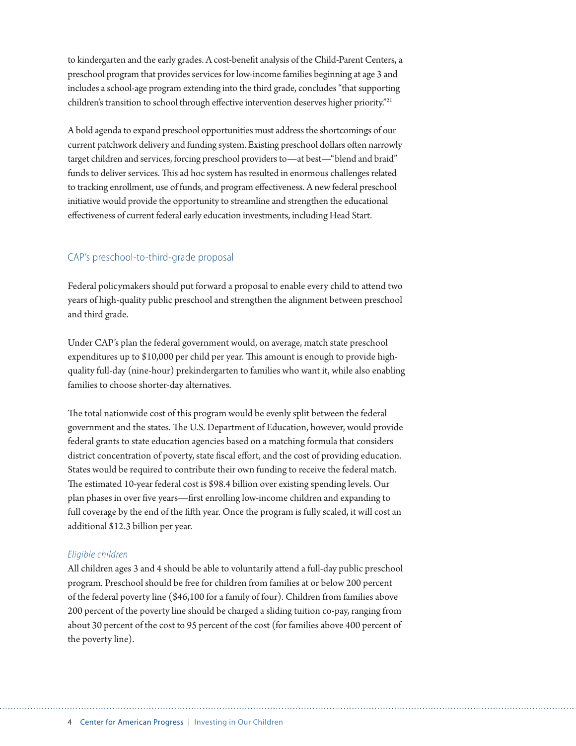to kindergarten and the early grades. A cost-benefit analysis of the Child-Parent Centers, a preschool program that provides services for low-income families beginning at age 3 and includes a school-age program extending into the third grade, concludes "that supporting children's transition to school through effective intervention deserves higher priority."[21]

A bold agenda to expand preschool opportunities must address the shortcomings of our current patchwork delivery and funding system. Existing preschool dollars often narrowly target children and services, forcing preschool providers to—at best—"blend and braid" funds to deliver services. This ad hoc system has resulted in enormous challenges related to tracking enrollment, use of funds, and program effectiveness. A new federal preschool initiative would provide the opportunity to streamline and strengthen the educational effectiveness of current federal early education investments, including Head Start.

## CAP's preschool-to-third-grade proposal

Federal policymakers should put forward a proposal to enable every child to attend two years of high-quality public preschool and strengthen the alignment between preschool and third grade.

Under CAP's plan the federal government would, on average, match state preschool expenditures up to $10,000 per child per year. This amount is enough to provide high-quality full-day (nine-hour) prekindergarten to families who want it, while also enabling families to choose shorter-day alternatives.

The total nationwide cost of this program would be evenly split between the federal government and the states. The U.S. Department of Education, however, would provide federal grants to state education agencies based on a matching formula that considers district concentration of poverty, state fiscal effort, and the cost of providing education. States would be required to contribute their own funding to receive the federal match. The estimated 10-year federal cost is $98.4 billion over existing spending levels. Our plan phases in over five years—first enrolling low-income children and expanding to full coverage by the end of the fifth year. Once the program is fully scaled, it will cost an additional $12.3 billion per year.

### *Eligible children*

All children ages 3 and 4 should be able to voluntarily attend a full-day public preschool program. Preschool should be free for children from families at or below 200 percent of the federal poverty line ($46,100 for a family of four). Children from families above 200 percent of the poverty line should be charged a sliding tuition co-pay, ranging from about 30 percent of the cost to 95 percent of the cost (for families above 400 percent of the poverty line).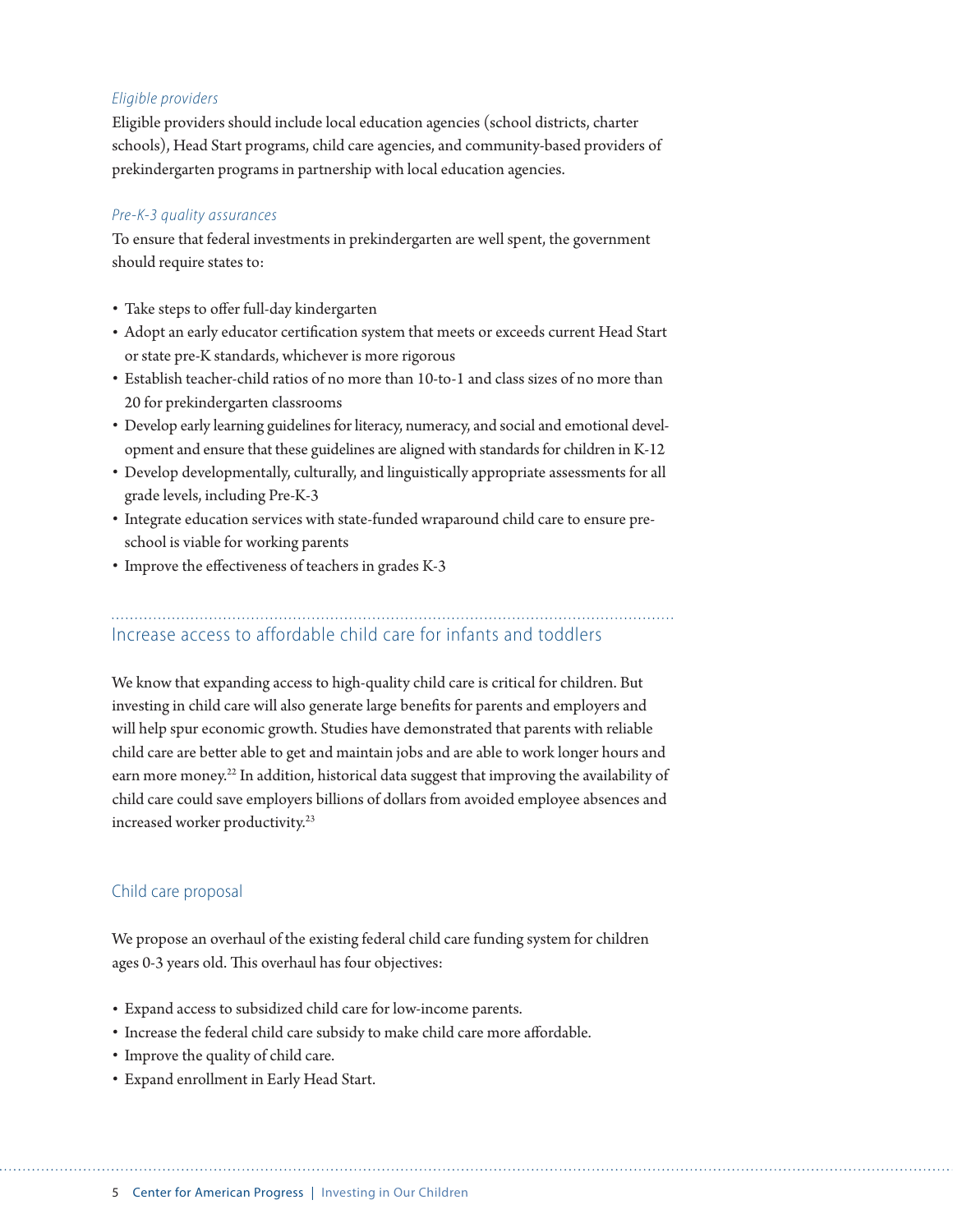*Eligible providers*

Eligible providers should include local education agencies (school districts, charter schools), Head Start programs, child care agencies, and community-based providers of prekindergarten programs in partnership with local education agencies.

*Pre-K-3 quality assurances*

To ensure that federal investments in prekindergarten are well spent, the government should require states to:

- Take steps to offer full-day kindergarten
- Adopt an early educator certification system that meets or exceeds current Head Start or state pre-K standards, whichever is more rigorous
- Establish teacher-child ratios of no more than 10-to-1 and class sizes of no more than 20 for prekindergarten classrooms
- Develop early learning guidelines for literacy, numeracy, and social and emotional development and ensure that these guidelines are aligned with standards for children in K-12
- Develop developmentally, culturally, and linguistically appropriate assessments for all grade levels, including Pre-K-3
- Integrate education services with state-funded wraparound child care to ensure preschool is viable for working parents
- Improve the effectiveness of teachers in grades K-3

## Increase access to affordable child care for infants and toddlers

We know that expanding access to high-quality child care is critical for children. But investing in child care will also generate large benefits for parents and employers and will help spur economic growth. Studies have demonstrated that parents with reliable child care are better able to get and maintain jobs and are able to work longer hours and earn more money.[22] In addition, historical data suggest that improving the availability of child care could save employers billions of dollars from avoided employee absences and increased worker productivity.[23]

### Child care proposal

We propose an overhaul of the existing federal child care funding system for children ages 0-3 years old. This overhaul has four objectives:

- Expand access to subsidized child care for low-income parents.
- Increase the federal child care subsidy to make child care more affordable.
- Improve the quality of child care.
- Expand enrollment in Early Head Start.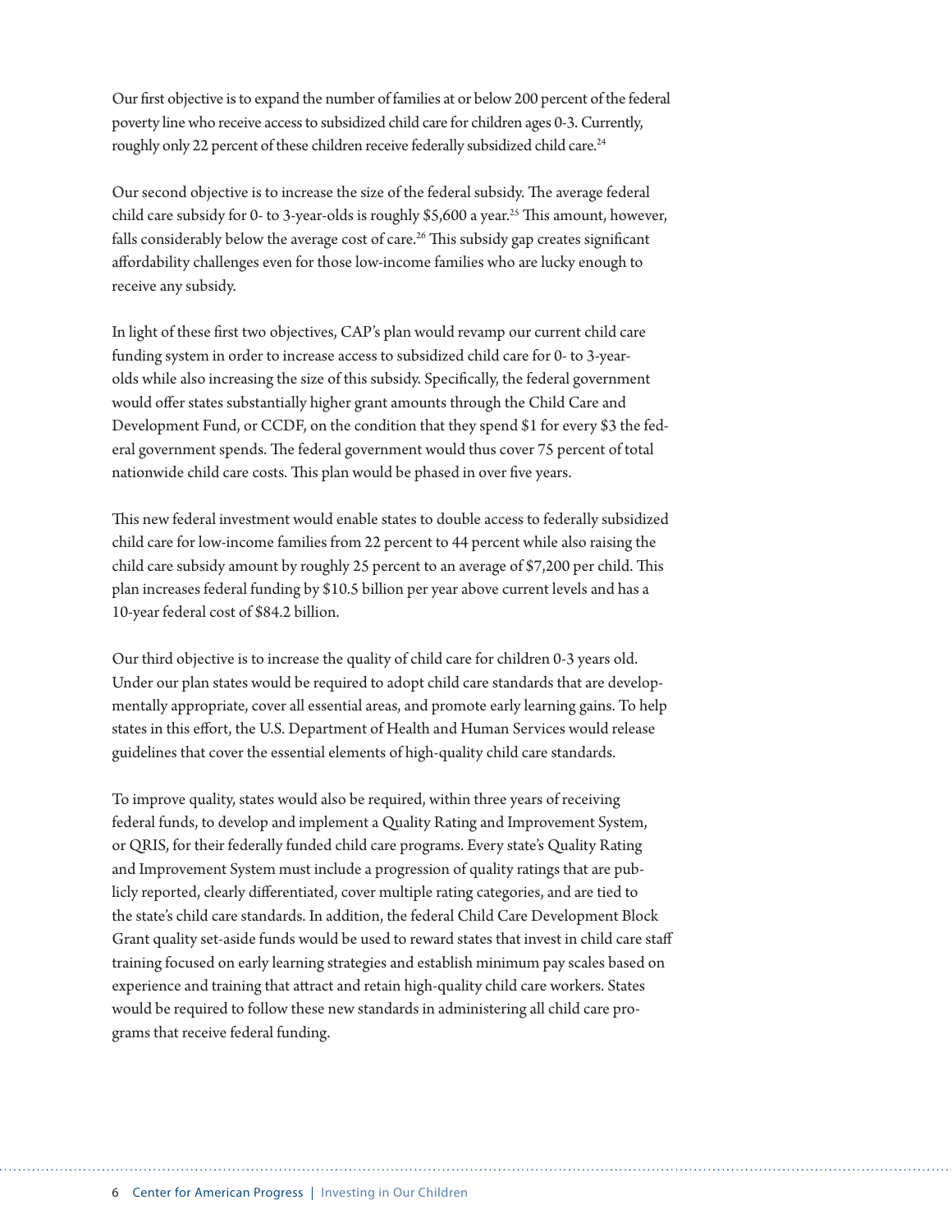Our first objective is to expand the number of families at or below 200 percent of the federal poverty line who receive access to subsidized child care for children ages 0-3. Currently, roughly only 22 percent of these children receive federally subsidized child care.[24]

Our second objective is to increase the size of the federal subsidy. The average federal child care subsidy for 0- to 3-year-olds is roughly $5,600 a year.[25] This amount, however, falls considerably below the average cost of care.[26] This subsidy gap creates significant affordability challenges even for those low-income families who are lucky enough to receive any subsidy.

In light of these first two objectives, CAP's plan would revamp our current child care funding system in order to increase access to subsidized child care for 0- to 3-year-olds while also increasing the size of this subsidy. Specifically, the federal government would offer states substantially higher grant amounts through the Child Care and Development Fund, or CCDF, on the condition that they spend $1 for every $3 the federal government spends. The federal government would thus cover 75 percent of total nationwide child care costs. This plan would be phased in over five years.

This new federal investment would enable states to double access to federally subsidized child care for low-income families from 22 percent to 44 percent while also raising the child care subsidy amount by roughly 25 percent to an average of $7,200 per child. This plan increases federal funding by $10.5 billion per year above current levels and has a 10-year federal cost of $84.2 billion.

Our third objective is to increase the quality of child care for children 0-3 years old. Under our plan states would be required to adopt child care standards that are developmentally appropriate, cover all essential areas, and promote early learning gains. To help states in this effort, the U.S. Department of Health and Human Services would release guidelines that cover the essential elements of high-quality child care standards.

To improve quality, states would also be required, within three years of receiving federal funds, to develop and implement a Quality Rating and Improvement System, or QRIS, for their federally funded child care programs. Every state's Quality Rating and Improvement System must include a progression of quality ratings that are publicly reported, clearly differentiated, cover multiple rating categories, and are tied to the state's child care standards. In addition, the federal Child Care Development Block Grant quality set-aside funds would be used to reward states that invest in child care staff training focused on early learning strategies and establish minimum pay scales based on experience and training that attract and retain high-quality child care workers. States would be required to follow these new standards in administering all child care programs that receive federal funding.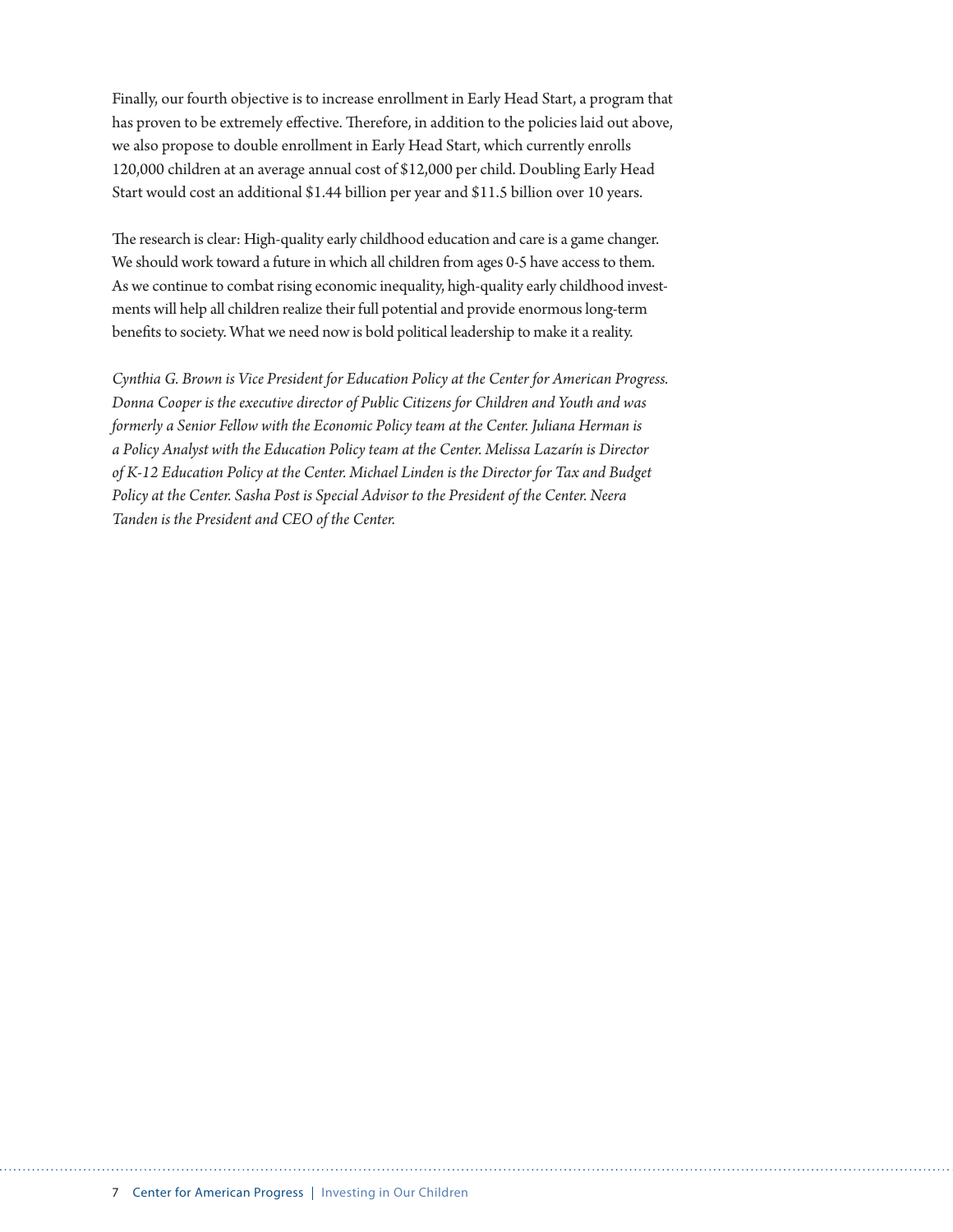Finally, our fourth objective is to increase enrollment in Early Head Start, a program that has proven to be extremely effective. Therefore, in addition to the policies laid out above, we also propose to double enrollment in Early Head Start, which currently enrolls 120,000 children at an average annual cost of $12,000 per child. Doubling Early Head Start would cost an additional $1.44 billion per year and $11.5 billion over 10 years.

The research is clear: High-quality early childhood education and care is a game changer. We should work toward a future in which all children from ages 0-5 have access to them. As we continue to combat rising economic inequality, high-quality early childhood investments will help all children realize their full potential and provide enormous long-term benefits to society. What we need now is bold political leadership to make it a reality.

*Cynthia G. Brown is Vice President for Education Policy at the Center for American Progress. Donna Cooper is the executive director of Public Citizens for Children and Youth and was formerly a Senior Fellow with the Economic Policy team at the Center. Juliana Herman is a Policy Analyst with the Education Policy team at the Center. Melissa Lazarín is Director of K-12 Education Policy at the Center. Michael Linden is the Director for Tax and Budget Policy at the Center. Sasha Post is Special Advisor to the President of the Center. Neera Tanden is the President and CEO of the Center.*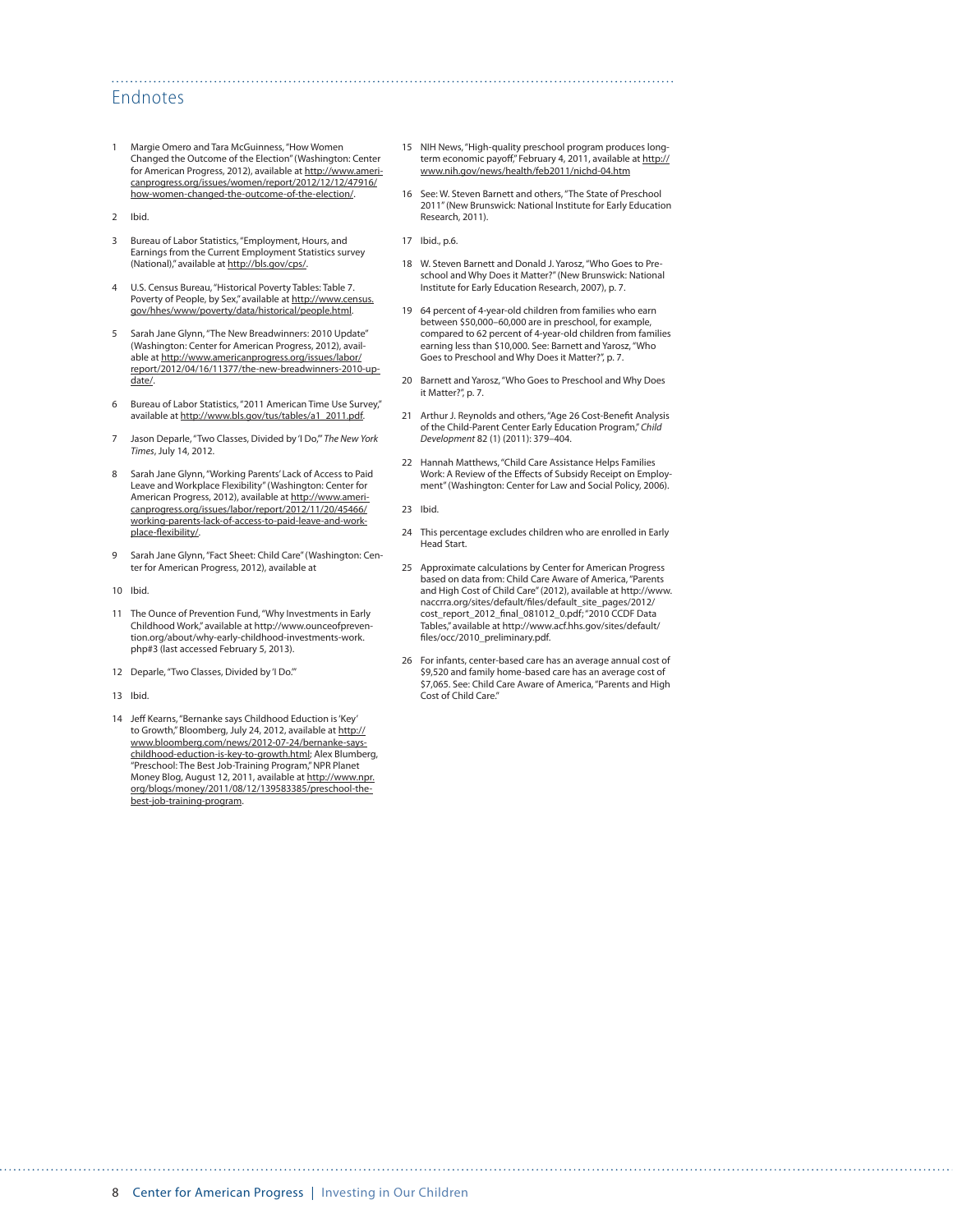## Endnotes

1 Margie Omero and Tara McGuinness, "How Women Changed the Outcome of the Election" (Washington: Center for American Progress, 2012), available at http://www.americanprogress.org/issues/women/report/2012/12/12/47916/how-women-changed-the-outcome-of-the-election/.

2 Ibid.

3 Bureau of Labor Statistics, "Employment, Hours, and Earnings from the Current Employment Statistics survey (National)," available at http://bls.gov/cps/.

4 U.S. Census Bureau, "Historical Poverty Tables: Table 7. Poverty of People, by Sex," available at http://www.census.gov/hhes/www/poverty/data/historical/people.html.

5 Sarah Jane Glynn, "The New Breadwinners: 2010 Update" (Washington: Center for American Progress, 2012), available at http://www.americanprogress.org/issues/labor/report/2012/04/16/11377/the-new-breadwinners-2010-update/.

6 Bureau of Labor Statistics, "2011 American Time Use Survey," available at http://www.bls.gov/tus/tables/a1_2011.pdf.

7 Jason Deparle, "Two Classes, Divided by 'I Do,'" *The New York Times*, July 14, 2012.

8 Sarah Jane Glynn, "Working Parents' Lack of Access to Paid Leave and Workplace Flexibility" (Washington: Center for American Progress, 2012), available at http://www.americanprogress.org/issues/labor/report/2012/11/20/45466/working-parents-lack-of-access-to-paid-leave-and-workplace-flexibility/.

9 Sarah Jane Glynn, "Fact Sheet: Child Care" (Washington: Center for American Progress, 2012), available at

10 Ibid.

11 The Ounce of Prevention Fund, "Why Investments in Early Childhood Work," available at http://www.ounceofprevention.org/about/why-early-childhood-investments-work.php#3 (last accessed February 5, 2013).

12 Deparle, "Two Classes, Divided by 'I Do.'"

13 Ibid.

14 Jeff Kearns, "Bernanke says Childhood Eduction is 'Key' to Growth," Bloomberg, July 24, 2012, available at http://www.bloomberg.com/news/2012-07-24/bernanke-says-childhood-eduction-is-key-to-growth.html; Alex Blumberg, "Preschool: The Best Job-Training Program," NPR Planet Money Blog, August 12, 2011, available at http://www.npr.org/blogs/money/2011/08/12/139583385/preschool-the-best-job-training-program.

15 NIH News, "High-quality preschool program produces long-term economic payoff," February 4, 2011, available at http://www.nih.gov/news/health/feb2011/nichd-04.htm

16 See: W. Steven Barnett and others, "The State of Preschool 2011" (New Brunswick: National Institute for Early Education Research, 2011).

17 Ibid., p.6.

18 W. Steven Barnett and Donald J. Yarosz, "Who Goes to Preschool and Why Does it Matter?" (New Brunswick: National Institute for Early Education Research, 2007), p. 7.

19 64 percent of 4-year-old children from families who earn between $50,000–60,000 are in preschool, for example, compared to 62 percent of 4-year-old children from families earning less than $10,000. See: Barnett and Yarosz, "Who Goes to Preschool and Why Does it Matter?", p. 7.

20 Barnett and Yarosz, "Who Goes to Preschool and Why Does it Matter?", p. 7.

21 Arthur J. Reynolds and others, "Age 26 Cost-Benefit Analysis of the Child-Parent Center Early Education Program," *Child Development* 82 (1) (2011): 379–404.

22 Hannah Matthews, "Child Care Assistance Helps Families Work: A Review of the Effects of Subsidy Receipt on Employment" (Washington: Center for Law and Social Policy, 2006).

23 Ibid.

24 This percentage excludes children who are enrolled in Early Head Start.

25 Approximate calculations by Center for American Progress based on data from: Child Care Aware of America, "Parents and High Cost of Child Care" (2012), available at http://www.naccrra.org/sites/default/files/default_site_pages/2012/cost_report_2012_final_081012_0.pdf; "2010 CCDF Data Tables," available at http://www.acf.hhs.gov/sites/default/files/occ/2010_preliminary.pdf.

26 For infants, center-based care has an average annual cost of $9,520 and family home-based care has an average cost of $7,065. See: Child Care Aware of America, "Parents and High Cost of Child Care."